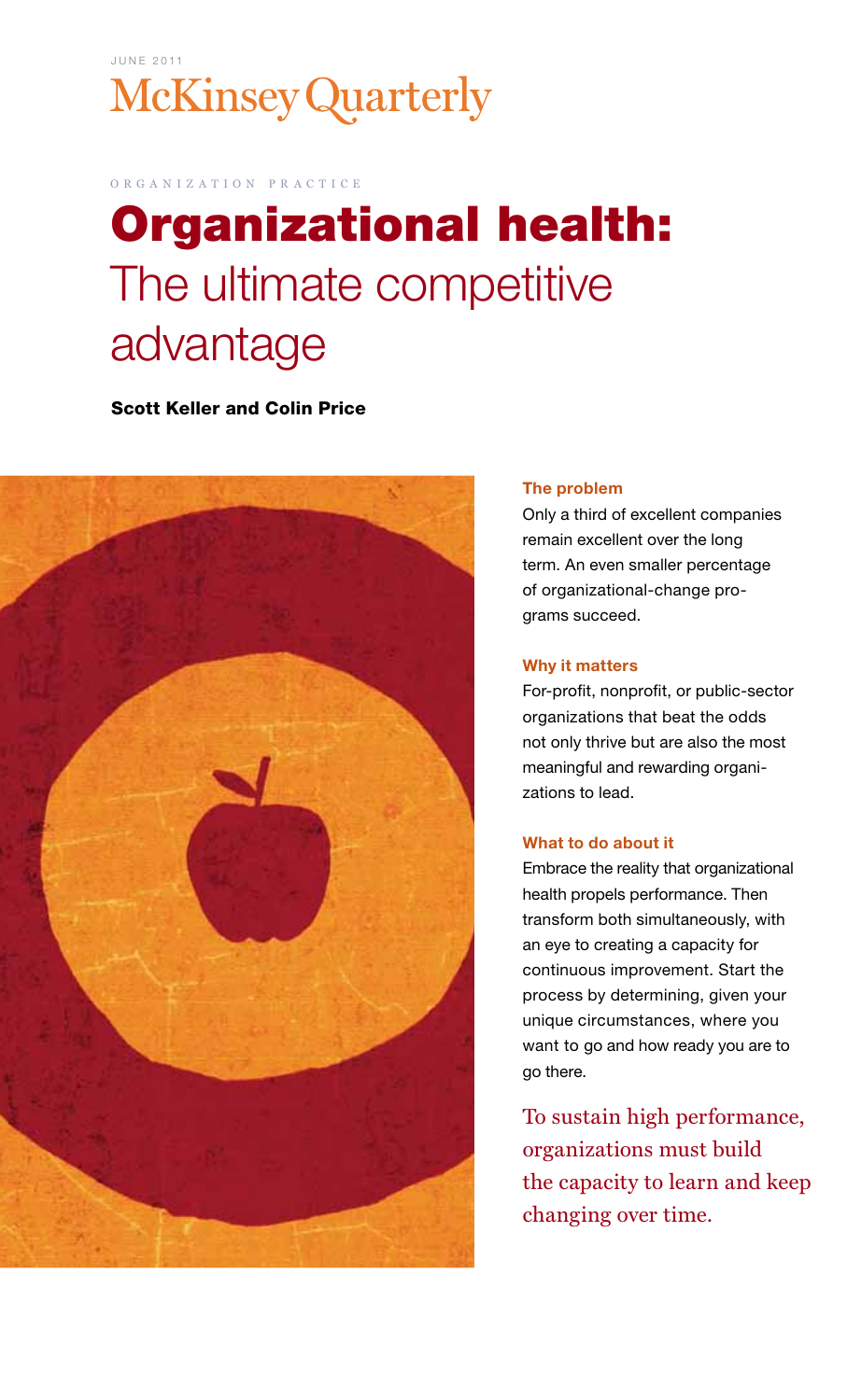JUNE 2011

McKinsey Quarterly

ORGANIZATION PRACTICE

# Organizational health: The ultimate competitive advantage

**Scott Keller and Colin Price**

**The problem**

Only a third of excellent companies remain excellent over the long term. An even smaller percentage of organizational-change programs succeed.

**Why it matters**

For-profit, nonprofit, or public-sector organizations that beat the odds not only thrive but are also the most meaningful and rewarding organizations to lead.

**What to do about it**

Embrace the reality that organizational health propels performance. Then transform both simultaneously, with an eye to creating a capacity for continuous improvement. Start the process by determining, given your unique circumstances, where you want to go and how ready you are to go there.

To sustain high performance, organizations must build the capacity to learn and keep changing over time.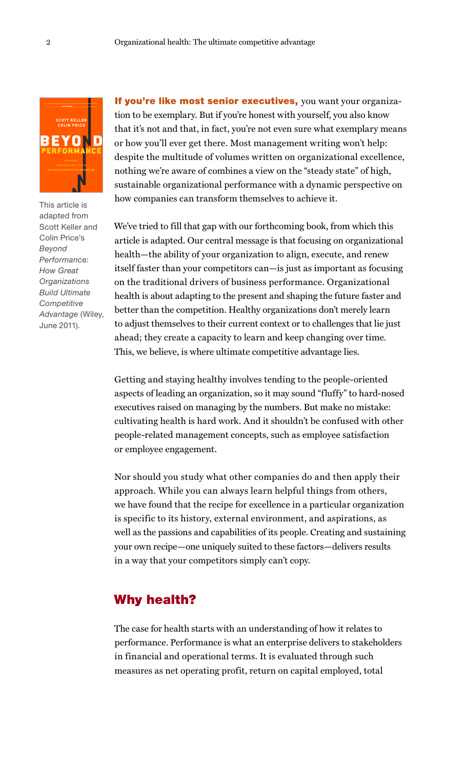This article is adapted from Scott Keller and Colin Price's *Beyond Performance: How Great Organizations Build Ultimate Competitive Advantage* (Wiley, June 2011).

**If you're like most senior executives,** you want your organization to be exemplary. But if you're honest with yourself, you also know that it's not and that, in fact, you're not even sure what exemplary means or how you'll ever get there. Most management writing won't help: despite the multitude of volumes written on organizational excellence, nothing we're aware of combines a view on the "steady state" of high, sustainable organizational performance with a dynamic perspective on how companies can transform themselves to achieve it.

We've tried to fill that gap with our forthcoming book, from which this article is adapted. Our central message is that focusing on organizational health—the ability of your organization to align, execute, and renew itself faster than your competitors can—is just as important as focusing on the traditional drivers of business performance. Organizational health is about adapting to the present and shaping the future faster and better than the competition. Healthy organizations don't merely learn to adjust themselves to their current context or to challenges that lie just ahead; they create a capacity to learn and keep changing over time. This, we believe, is where ultimate competitive advantage lies.

Getting and staying healthy involves tending to the people-oriented aspects of leading an organization, so it may sound "fluffy" to hard-nosed executives raised on managing by the numbers. But make no mistake: cultivating health is hard work. And it shouldn't be confused with other people-related management concepts, such as employee satisfaction or employee engagement.

Nor should you study what other companies do and then apply their approach. While you can always learn helpful things from others, we have found that the recipe for excellence in a particular organization is specific to its history, external environment, and aspirations, as well as the passions and capabilities of its people. Creating and sustaining your own recipe—one uniquely suited to these factors—delivers results in a way that your competitors simply can't copy.

## Why health?

The case for health starts with an understanding of how it relates to performance. Performance is what an enterprise delivers to stakeholders in financial and operational terms. It is evaluated through such measures as net operating profit, return on capital employed, total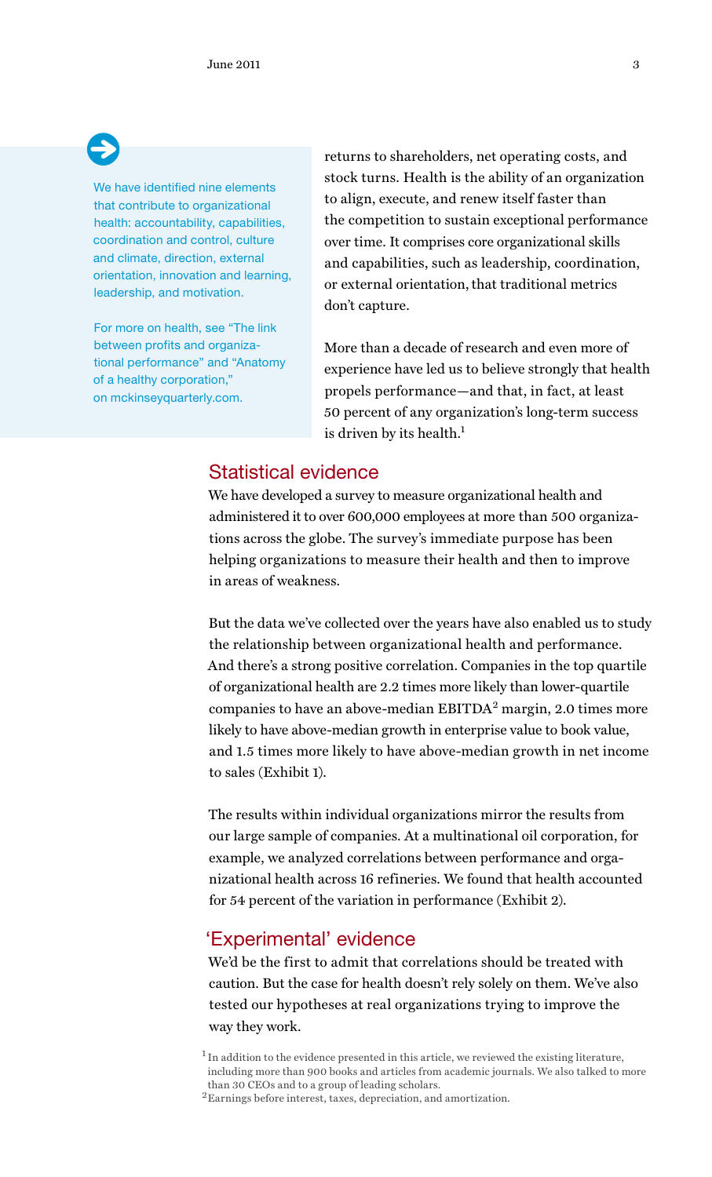We have identified nine elements that contribute to organizational health: accountability, capabilities, coordination and control, culture and climate, direction, external orientation, innovation and learning, leadership, and motivation.

For more on health, see "The link between profits and organizational performance" and "Anatomy of a healthy corporation," on mckinseyquarterly.com.

returns to shareholders, net operating costs, and stock turns. Health is the ability of an organization to align, execute, and renew itself faster than the competition to sustain exceptional performance over time. It comprises core organizational skills and capabilities, such as leadership, coordination, or external orientation, that traditional metrics don't capture.

More than a decade of research and even more of experience have led us to believe strongly that health propels performance—and that, in fact, at least 50 percent of any organization's long-term success is driven by its health.[1]

## Statistical evidence

We have developed a survey to measure organizational health and administered it to over 600,000 employees at more than 500 organizations across the globe. The survey's immediate purpose has been helping organizations to measure their health and then to improve in areas of weakness.

But the data we've collected over the years have also enabled us to study the relationship between organizational health and performance. And there's a strong positive correlation. Companies in the top quartile of organizational health are 2.2 times more likely than lower-quartile companies to have an above-median EBITDA[2] margin, 2.0 times more likely to have above-median growth in enterprise value to book value, and 1.5 times more likely to have above-median growth in net income to sales (Exhibit 1).

The results within individual organizations mirror the results from our large sample of companies. At a multinational oil corporation, for example, we analyzed correlations between performance and organizational health across 16 refineries. We found that health accounted for 54 percent of the variation in performance (Exhibit 2).

## 'Experimental' evidence

We'd be the first to admit that correlations should be treated with caution. But the case for health doesn't rely solely on them. We've also tested our hypotheses at real organizations trying to improve the way they work.

[1] In addition to the evidence presented in this article, we reviewed the existing literature, including more than 900 books and articles from academic journals. We also talked to more than 30 CEOs and to a group of leading scholars.

[2] Earnings before interest, taxes, depreciation, and amortization.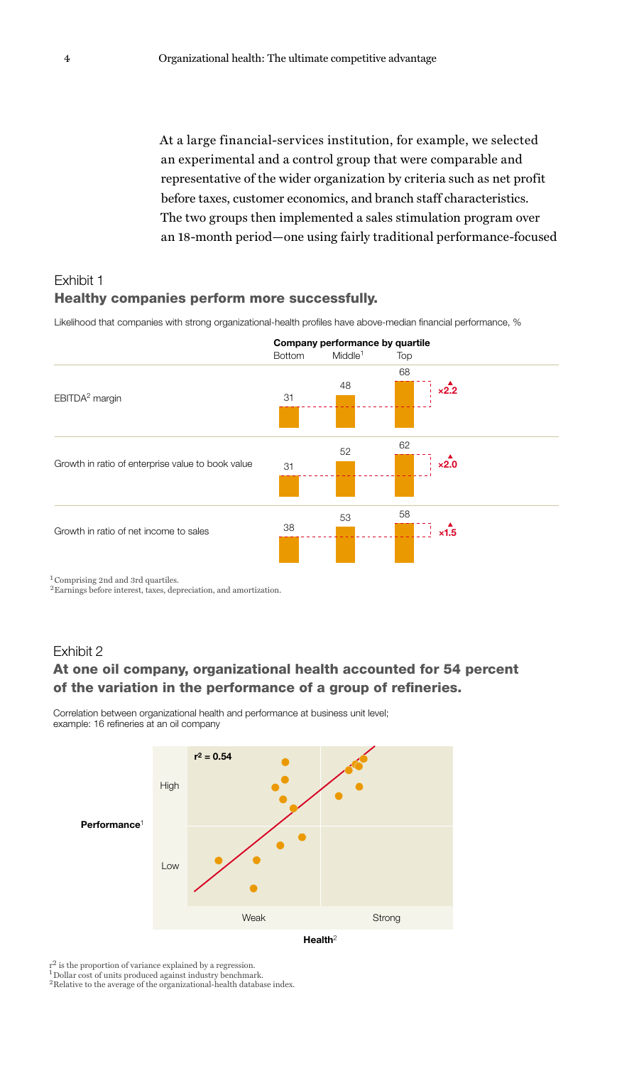At a large financial-services institution, for example, we selected an experimental and a control group that were comparable and representative of the wider organization by criteria such as net profit before taxes, customer economics, and branch staff characteristics. The two groups then implemented a sales stimulation program over an 18-month period—one using fairly traditional performance-focused

Exhibit 1

## Healthy companies perform more successfully.

Likelihood that companies with strong organizational-health profiles have above-median financial performance, %

| | Company performance by quartile | | | |
|---|---|---|---|---|
| | Bottom | Middle[1] | Top | |
| EBITDA[2] margin | 31 | 48 | 68 | ×2.2 |
| Growth in ratio of enterprise value to book value | 31 | 52 | 62 | ×2.0 |
| Growth in ratio of net income to sales | 38 | 53 | 58 | ×1.5 |

[1] Comprising 2nd and 3rd quartiles.
[2] Earnings before interest, taxes, depreciation, and amortization.

Exhibit 2

## At one oil company, organizational health accounted for 54 percent of the variation in the performance of a group of refineries.

Correlation between organizational health and performance at business unit level; example: 16 refineries at an oil company

$r^2 = 0.54$

Performance[1]: High, Low

Health[2]: Weak, Strong

$r^2$ is the proportion of variance explained by a regression.
[1] Dollar cost of units produced against industry benchmark.
[2] Relative to the average of the organizational-health database index.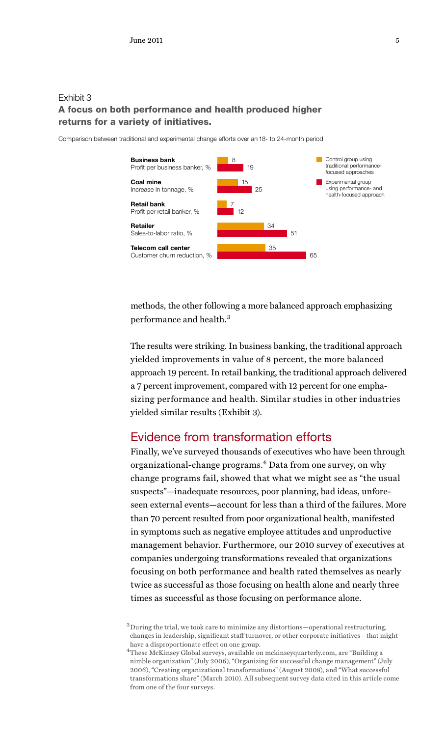Exhibit 3

### A focus on both performance and health produced higher returns for a variety of initiatives.

Comparison between traditional and experimental change efforts over an 18- to 24-month period

| | Control group using traditional performance-focused approaches | Experimental group using performance- and health-focused approach |
|---|---|---|
| **Business bank** Profit per business banker, % | 8 | 19 |
| **Coal mine** Increase in tonnage, % | 15 | 25 |
| **Retail bank** Profit per retail banker, % | 7 | 12 |
| **Retailer** Sales-to-labor ratio, % | 34 | 51 |
| **Telecom call center** Customer churn reduction, % | 35 | 65 |

methods, the other following a more balanced approach emphasizing performance and health.[3]

The results were striking. In business banking, the traditional approach yielded improvements in value of 8 percent, the more balanced approach 19 percent. In retail banking, the traditional approach delivered a 7 percent improvement, compared with 12 percent for one emphasizing performance and health. Similar studies in other industries yielded similar results (Exhibit 3).

## Evidence from transformation efforts

Finally, we've surveyed thousands of executives who have been through organizational-change programs.[4] Data from one survey, on why change programs fail, showed that what we might see as "the usual suspects"—inadequate resources, poor planning, bad ideas, unforeseen external events—account for less than a third of the failures. More than 70 percent resulted from poor organizational health, manifested in symptoms such as negative employee attitudes and unproductive management behavior. Furthermore, our 2010 survey of executives at companies undergoing transformations revealed that organizations focusing on both performance and health rated themselves as nearly twice as successful as those focusing on health alone and nearly three times as successful as those focusing on performance alone.

[3] During the trial, we took care to minimize any distortions—operational restructuring, changes in leadership, significant staff turnover, or other corporate initiatives—that might have a disproportionate effect on one group.

[4] These McKinsey Global surveys, available on mckinseyquarterly.com, are "Building a nimble organization" (July 2006), "Organizing for successful change management" (July 2006), "Creating organizational transformations" (August 2008), and "What successful transformations share" (March 2010). All subsequent survey data cited in this article come from one of the four surveys.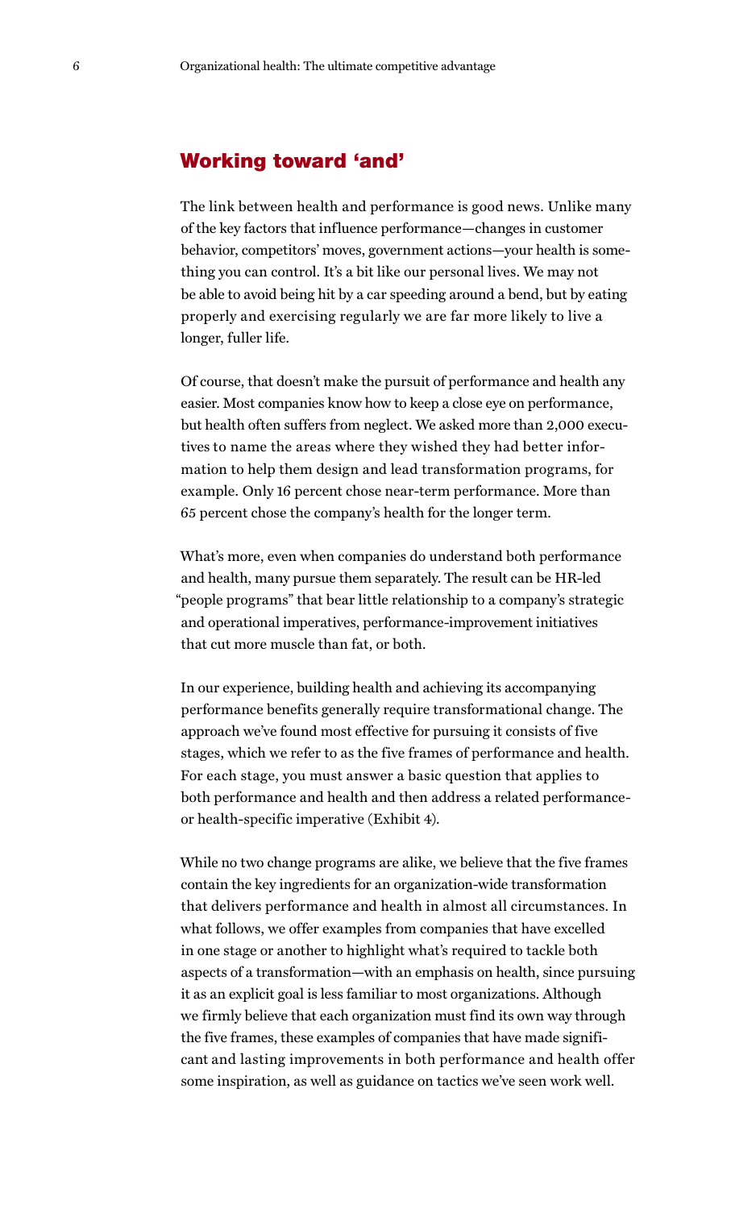## Working toward 'and'

The link between health and performance is good news. Unlike many of the key factors that influence performance—changes in customer behavior, competitors' moves, government actions—your health is something you can control. It's a bit like our personal lives. We may not be able to avoid being hit by a car speeding around a bend, but by eating properly and exercising regularly we are far more likely to live a longer, fuller life.

Of course, that doesn't make the pursuit of performance and health any easier. Most companies know how to keep a close eye on performance, but health often suffers from neglect. We asked more than 2,000 executives to name the areas where they wished they had better information to help them design and lead transformation programs, for example. Only 16 percent chose near-term performance. More than 65 percent chose the company's health for the longer term.

What's more, even when companies do understand both performance and health, many pursue them separately. The result can be HR-led "people programs" that bear little relationship to a company's strategic and operational imperatives, performance-improvement initiatives that cut more muscle than fat, or both.

In our experience, building health and achieving its accompanying performance benefits generally require transformational change. The approach we've found most effective for pursuing it consists of five stages, which we refer to as the five frames of performance and health. For each stage, you must answer a basic question that applies to both performance and health and then address a related performance- or health-specific imperative (Exhibit 4).

While no two change programs are alike, we believe that the five frames contain the key ingredients for an organization-wide transformation that delivers performance and health in almost all circumstances. In what follows, we offer examples from companies that have excelled in one stage or another to highlight what's required to tackle both aspects of a transformation—with an emphasis on health, since pursuing it as an explicit goal is less familiar to most organizations. Although we firmly believe that each organization must find its own way through the five frames, these examples of companies that have made significant and lasting improvements in both performance and health offer some inspiration, as well as guidance on tactics we've seen work well.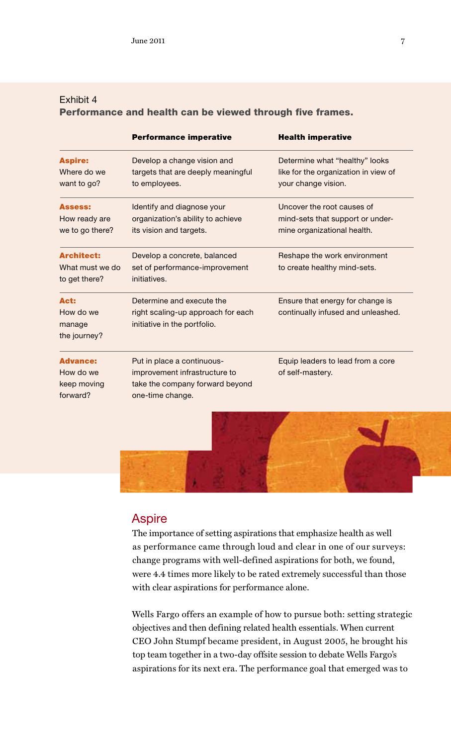Exhibit 4

**Performance and health can be viewed through five frames.**

| | Performance imperative | Health imperative |
|---|---|---|
| **Aspire:** Where do we want to go? | Develop a change vision and targets that are deeply meaningful to employees. | Determine what "healthy" looks like for the organization in view of your change vision. |
| **Assess:** How ready are we to go there? | Identify and diagnose your organization's ability to achieve its vision and targets. | Uncover the root causes of mind-sets that support or undermine organizational health. |
| **Architect:** What must we do to get there? | Develop a concrete, balanced set of performance-improvement initiatives. | Reshape the work environment to create healthy mind-sets. |
| **Act:** How do we manage the journey? | Determine and execute the right scaling-up approach for each initiative in the portfolio. | Ensure that energy for change is continually infused and unleashed. |
| **Advance:** How do we keep moving forward? | Put in place a continuous-improvement infrastructure to take the company forward beyond one-time change. | Equip leaders to lead from a core of self-mastery. |

## Aspire

The importance of setting aspirations that emphasize health as well as performance came through loud and clear in one of our surveys: change programs with well-defined aspirations for both, we found, were 4.4 times more likely to be rated extremely successful than those with clear aspirations for performance alone.

Wells Fargo offers an example of how to pursue both: setting strategic objectives and then defining related health essentials. When current CEO John Stumpf became president, in August 2005, he brought his top team together in a two-day offsite session to debate Wells Fargo's aspirations for its next era. The performance goal that emerged was to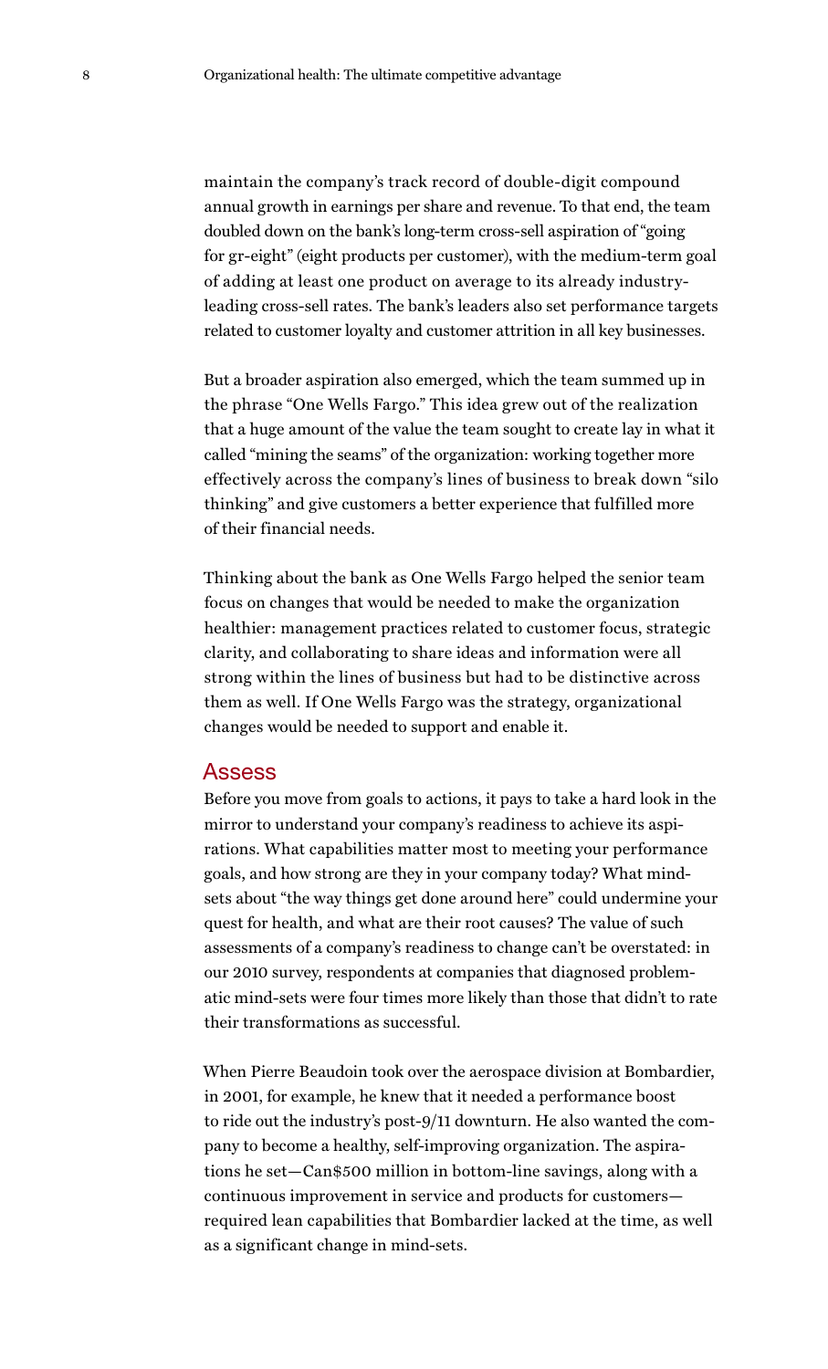maintain the company's track record of double-digit compound annual growth in earnings per share and revenue. To that end, the team doubled down on the bank's long-term cross-sell aspiration of "going for gr-eight" (eight products per customer), with the medium-term goal of adding at least one product on average to its already industry-leading cross-sell rates. The bank's leaders also set performance targets related to customer loyalty and customer attrition in all key businesses.

But a broader aspiration also emerged, which the team summed up in the phrase "One Wells Fargo." This idea grew out of the realization that a huge amount of the value the team sought to create lay in what it called "mining the seams" of the organization: working together more effectively across the company's lines of business to break down "silo thinking" and give customers a better experience that fulfilled more of their financial needs.

Thinking about the bank as One Wells Fargo helped the senior team focus on changes that would be needed to make the organization healthier: management practices related to customer focus, strategic clarity, and collaborating to share ideas and information were all strong within the lines of business but had to be distinctive across them as well. If One Wells Fargo was the strategy, organizational changes would be needed to support and enable it.

## Assess

Before you move from goals to actions, it pays to take a hard look in the mirror to understand your company's readiness to achieve its aspirations. What capabilities matter most to meeting your performance goals, and how strong are they in your company today? What mind-sets about "the way things get done around here" could undermine your quest for health, and what are their root causes? The value of such assessments of a company's readiness to change can't be overstated: in our 2010 survey, respondents at companies that diagnosed problematic mind-sets were four times more likely than those that didn't to rate their transformations as successful.

When Pierre Beaudoin took over the aerospace division at Bombardier, in 2001, for example, he knew that it needed a performance boost to ride out the industry's post-9/11 downturn. He also wanted the company to become a healthy, self-improving organization. The aspirations he set—Can$500 million in bottom-line savings, along with a continuous improvement in service and products for customers—required lean capabilities that Bombardier lacked at the time, as well as a significant change in mind-sets.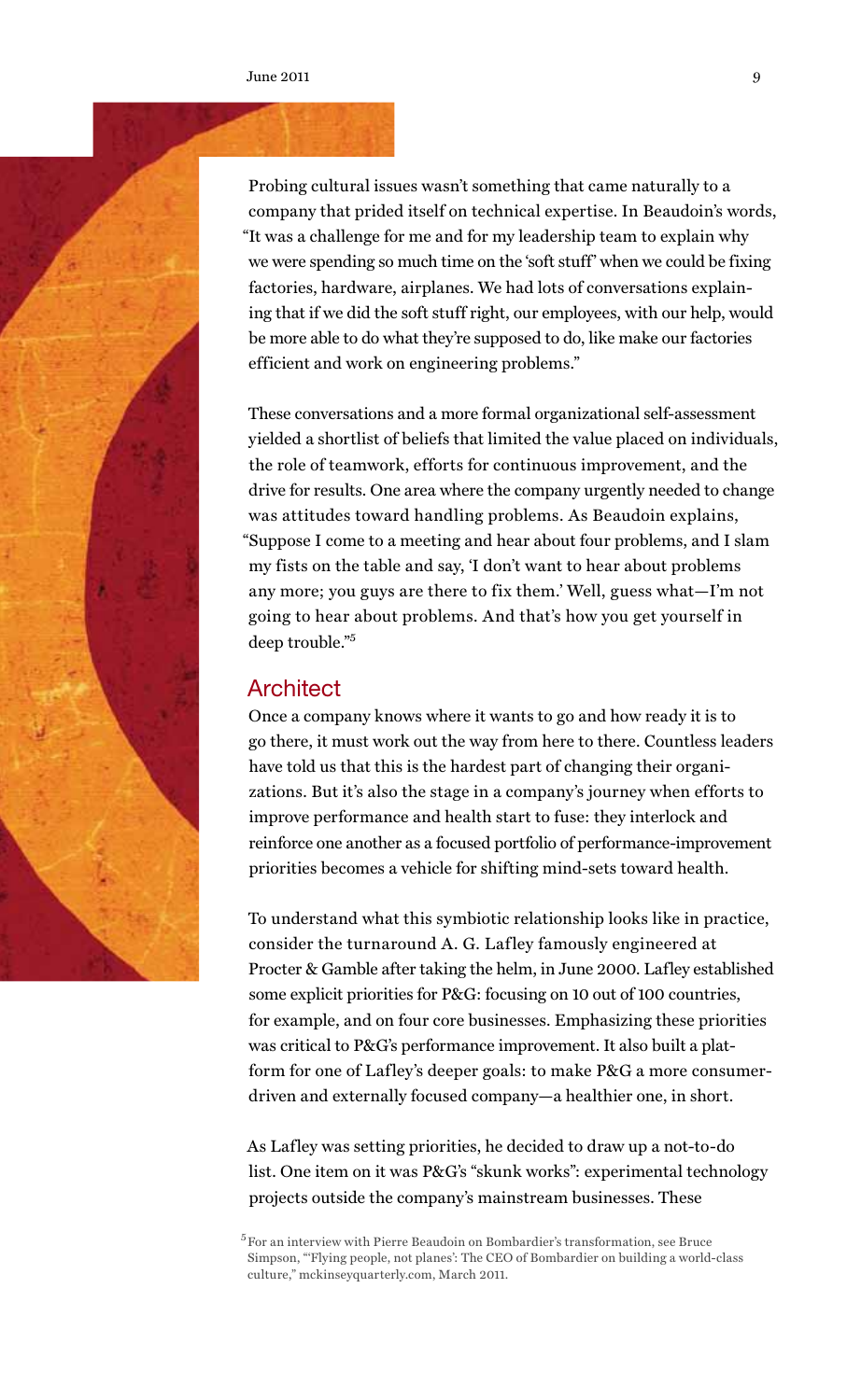Probing cultural issues wasn't something that came naturally to a company that prided itself on technical expertise. In Beaudoin's words, "It was a challenge for me and for my leadership team to explain why we were spending so much time on the 'soft stuff' when we could be fixing factories, hardware, airplanes. We had lots of conversations explaining that if we did the soft stuff right, our employees, with our help, would be more able to do what they're supposed to do, like make our factories efficient and work on engineering problems."

These conversations and a more formal organizational self-assessment yielded a shortlist of beliefs that limited the value placed on individuals, the role of teamwork, efforts for continuous improvement, and the drive for results. One area where the company urgently needed to change was attitudes toward handling problems. As Beaudoin explains, "Suppose I come to a meeting and hear about four problems, and I slam my fists on the table and say, 'I don't want to hear about problems any more; you guys are there to fix them.' Well, guess what—I'm not going to hear about problems. And that's how you get yourself in deep trouble."[5]

## Architect

Once a company knows where it wants to go and how ready it is to go there, it must work out the way from here to there. Countless leaders have told us that this is the hardest part of changing their organizations. But it's also the stage in a company's journey when efforts to improve performance and health start to fuse: they interlock and reinforce one another as a focused portfolio of performance-improvement priorities becomes a vehicle for shifting mind-sets toward health.

To understand what this symbiotic relationship looks like in practice, consider the turnaround A. G. Lafley famously engineered at Procter & Gamble after taking the helm, in June 2000. Lafley established some explicit priorities for P&G: focusing on 10 out of 100 countries, for example, and on four core businesses. Emphasizing these priorities was critical to P&G's performance improvement. It also built a platform for one of Lafley's deeper goals: to make P&G a more consumer-driven and externally focused company—a healthier one, in short.

As Lafley was setting priorities, he decided to draw up a not-to-do list. One item on it was P&G's "skunk works": experimental technology projects outside the company's mainstream businesses. These

[5] For an interview with Pierre Beaudoin on Bombardier's transformation, see Bruce Simpson, "'Flying people, not planes': The CEO of Bombardier on building a world-class culture," mckinseyquarterly.com, March 2011.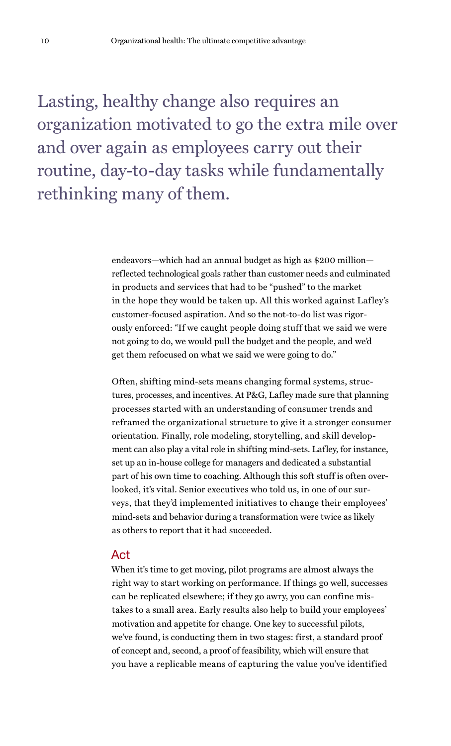> Lasting, healthy change also requires an organization motivated to go the extra mile over and over again as employees carry out their routine, day-to-day tasks while fundamentally rethinking many of them.

endeavors—which had an annual budget as high as $200 million—reflected technological goals rather than customer needs and culminated in products and services that had to be "pushed" to the market in the hope they would be taken up. All this worked against Lafley's customer-focused aspiration. And so the not-to-do list was rigorously enforced: "If we caught people doing stuff that we said we were not going to do, we would pull the budget and the people, and we'd get them refocused on what we said we were going to do."

Often, shifting mind-sets means changing formal systems, structures, processes, and incentives. At P&G, Lafley made sure that planning processes started with an understanding of consumer trends and reframed the organizational structure to give it a stronger consumer orientation. Finally, role modeling, storytelling, and skill development can also play a vital role in shifting mind-sets. Lafley, for instance, set up an in-house college for managers and dedicated a substantial part of his own time to coaching. Although this soft stuff is often overlooked, it's vital. Senior executives who told us, in one of our surveys, that they'd implemented initiatives to change their employees' mind-sets and behavior during a transformation were twice as likely as others to report that it had succeeded.

## Act

When it's time to get moving, pilot programs are almost always the right way to start working on performance. If things go well, successes can be replicated elsewhere; if they go awry, you can confine mistakes to a small area. Early results also help to build your employees' motivation and appetite for change. One key to successful pilots, we've found, is conducting them in two stages: first, a standard proof of concept and, second, a proof of feasibility, which will ensure that you have a replicable means of capturing the value you've identified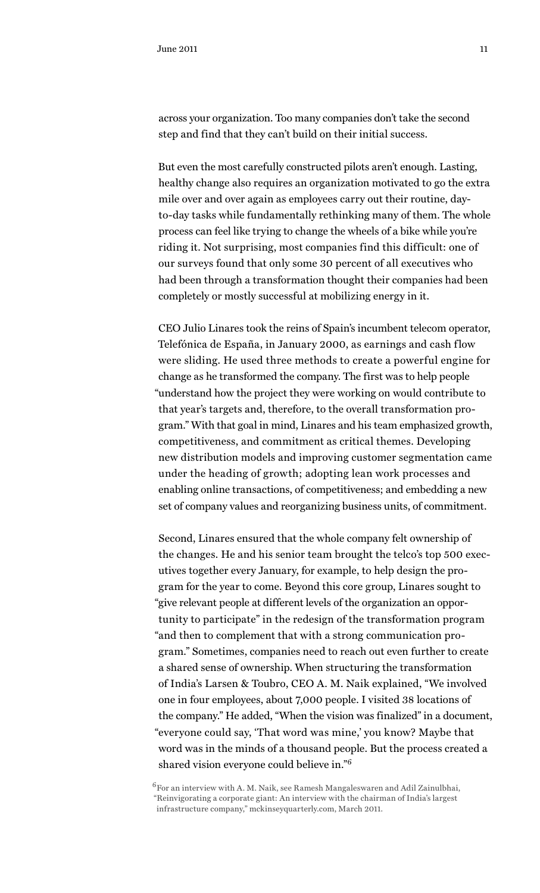across your organization. Too many companies don't take the second step and find that they can't build on their initial success.

But even the most carefully constructed pilots aren't enough. Lasting, healthy change also requires an organization motivated to go the extra mile over and over again as employees carry out their routine, day-to-day tasks while fundamentally rethinking many of them. The whole process can feel like trying to change the wheels of a bike while you're riding it. Not surprising, most companies find this difficult: one of our surveys found that only some 30 percent of all executives who had been through a transformation thought their companies had been completely or mostly successful at mobilizing energy in it.

CEO Julio Linares took the reins of Spain's incumbent telecom operator, Telefónica de España, in January 2000, as earnings and cash flow were sliding. He used three methods to create a powerful engine for change as he transformed the company. The first was to help people "understand how the project they were working on would contribute to that year's targets and, therefore, to the overall transformation program." With that goal in mind, Linares and his team emphasized growth, competitiveness, and commitment as critical themes. Developing new distribution models and improving customer segmentation came under the heading of growth; adopting lean work processes and enabling online transactions, of competitiveness; and embedding a new set of company values and reorganizing business units, of commitment.

Second, Linares ensured that the whole company felt ownership of the changes. He and his senior team brought the telco's top 500 executives together every January, for example, to help design the program for the year to come. Beyond this core group, Linares sought to "give relevant people at different levels of the organization an opportunity to participate" in the redesign of the transformation program "and then to complement that with a strong communication program." Sometimes, companies need to reach out even further to create a shared sense of ownership. When structuring the transformation of India's Larsen & Toubro, CEO A. M. Naik explained, "We involved one in four employees, about 7,000 people. I visited 38 locations of the company." He added, "When the vision was finalized" in a document, "everyone could say, 'That word was mine,' you know? Maybe that word was in the minds of a thousand people. But the process created a shared vision everyone could believe in."[6]

[6] For an interview with A. M. Naik, see Ramesh Mangaleswaren and Adil Zainulbhai, "Reinvigorating a corporate giant: An interview with the chairman of India's largest infrastructure company," mckinseyquarterly.com, March 2011.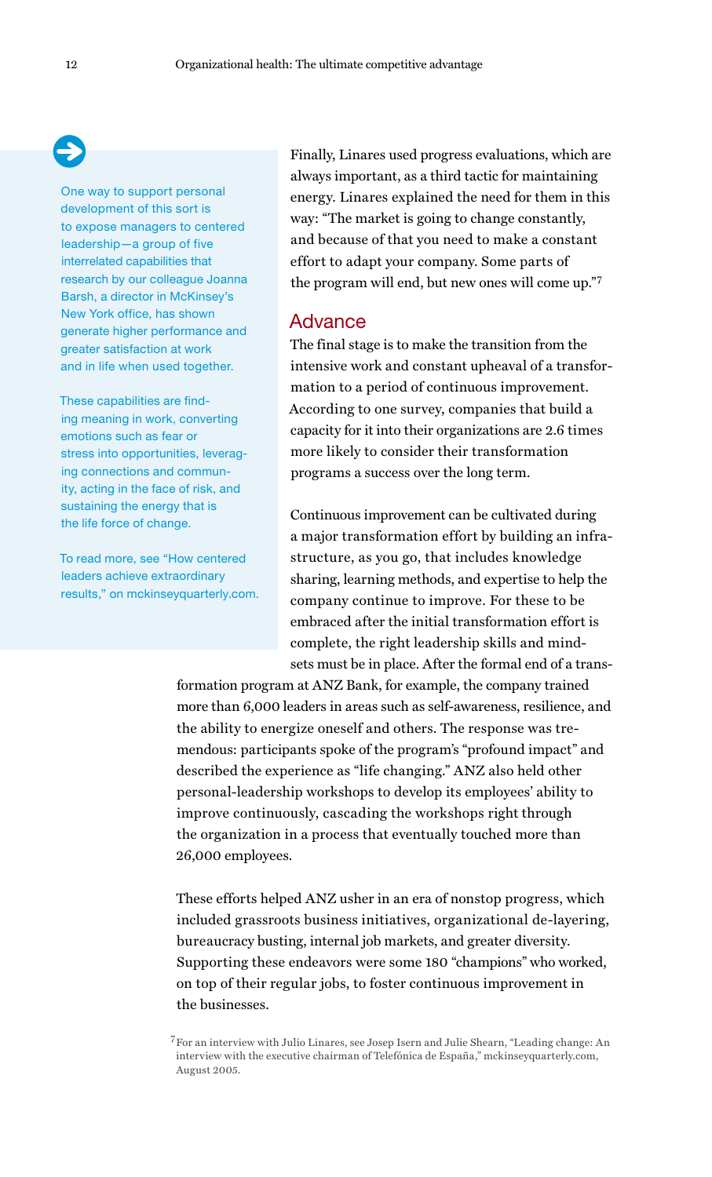> One way to support personal development of this sort is to expose managers to centered leadership—a group of five interrelated capabilities that research by our colleague Joanna Barsh, a director in McKinsey's New York office, has shown generate higher performance and greater satisfaction at work and in life when used together.
>
> These capabilities are finding meaning in work, converting emotions such as fear or stress into opportunities, leveraging connections and community, acting in the face of risk, and sustaining the energy that is the life force of change.
>
> To read more, see "How centered leaders achieve extraordinary results," on mckinseyquarterly.com.

Finally, Linares used progress evaluations, which are always important, as a third tactic for maintaining energy. Linares explained the need for them in this way: "The market is going to change constantly, and because of that you need to make a constant effort to adapt your company. Some parts of the program will end, but new ones will come up."[7]

## Advance

The final stage is to make the transition from the intensive work and constant upheaval of a transformation to a period of continuous improvement. According to one survey, companies that build a capacity for it into their organizations are 2.6 times more likely to consider their transformation programs a success over the long term.

Continuous improvement can be cultivated during a major transformation effort by building an infrastructure, as you go, that includes knowledge sharing, learning methods, and expertise to help the company continue to improve. For these to be embraced after the initial transformation effort is complete, the right leadership skills and mindsets must be in place. After the formal end of a transformation program at ANZ Bank, for example, the company trained more than 6,000 leaders in areas such as self-awareness, resilience, and the ability to energize oneself and others. The response was tremendous: participants spoke of the program's "profound impact" and described the experience as "life changing." ANZ also held other personal-leadership workshops to develop its employees' ability to improve continuously, cascading the workshops right through the organization in a process that eventually touched more than 26,000 employees.

These efforts helped ANZ usher in an era of nonstop progress, which included grassroots business initiatives, organizational de-layering, bureaucracy busting, internal job markets, and greater diversity. Supporting these endeavors were some 180 "champions" who worked, on top of their regular jobs, to foster continuous improvement in the businesses.

[7] For an interview with Julio Linares, see Josep Isern and Julie Shearn, "Leading change: An interview with the executive chairman of Telefónica de España," mckinseyquarterly.com, August 2005.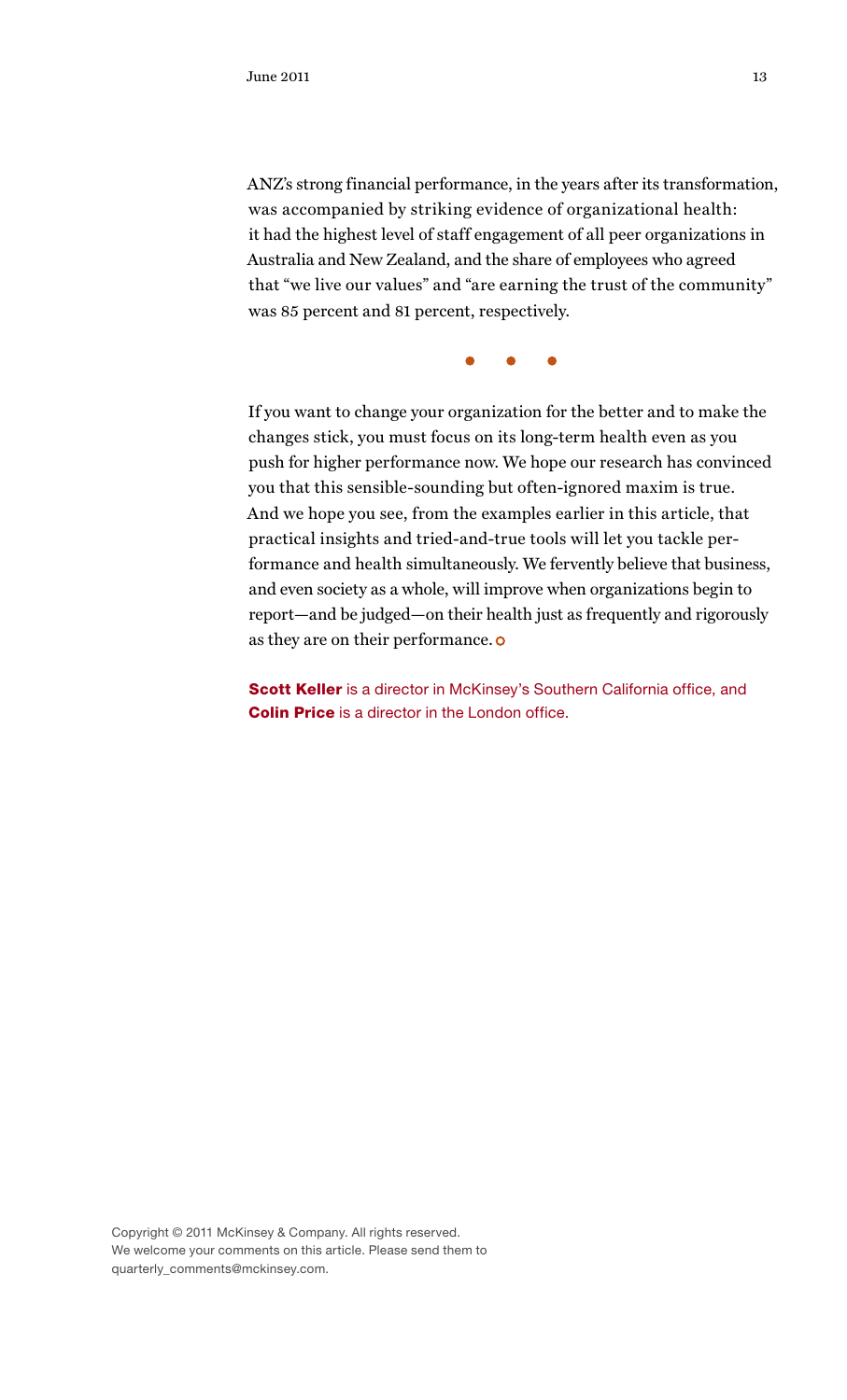ANZ's strong financial performance, in the years after its transformation, was accompanied by striking evidence of organizational health: it had the highest level of staff engagement of all peer organizations in Australia and New Zealand, and the share of employees who agreed that "we live our values" and "are earning the trust of the community" was 85 percent and 81 percent, respectively.

• • •

If you want to change your organization for the better and to make the changes stick, you must focus on its long-term health even as you push for higher performance now. We hope our research has convinced you that this sensible-sounding but often-ignored maxim is true. And we hope you see, from the examples earlier in this article, that practical insights and tried-and-true tools will let you tackle performance and health simultaneously. We fervently believe that business, and even society as a whole, will improve when organizations begin to report—and be judged—on their health just as frequently and rigorously as they are on their performance.

**Scott Keller** is a director in McKinsey's Southern California office, and **Colin Price** is a director in the London office.

Copyright © 2011 McKinsey & Company. All rights reserved.
We welcome your comments on this article. Please send them to quarterly_comments@mckinsey.com.